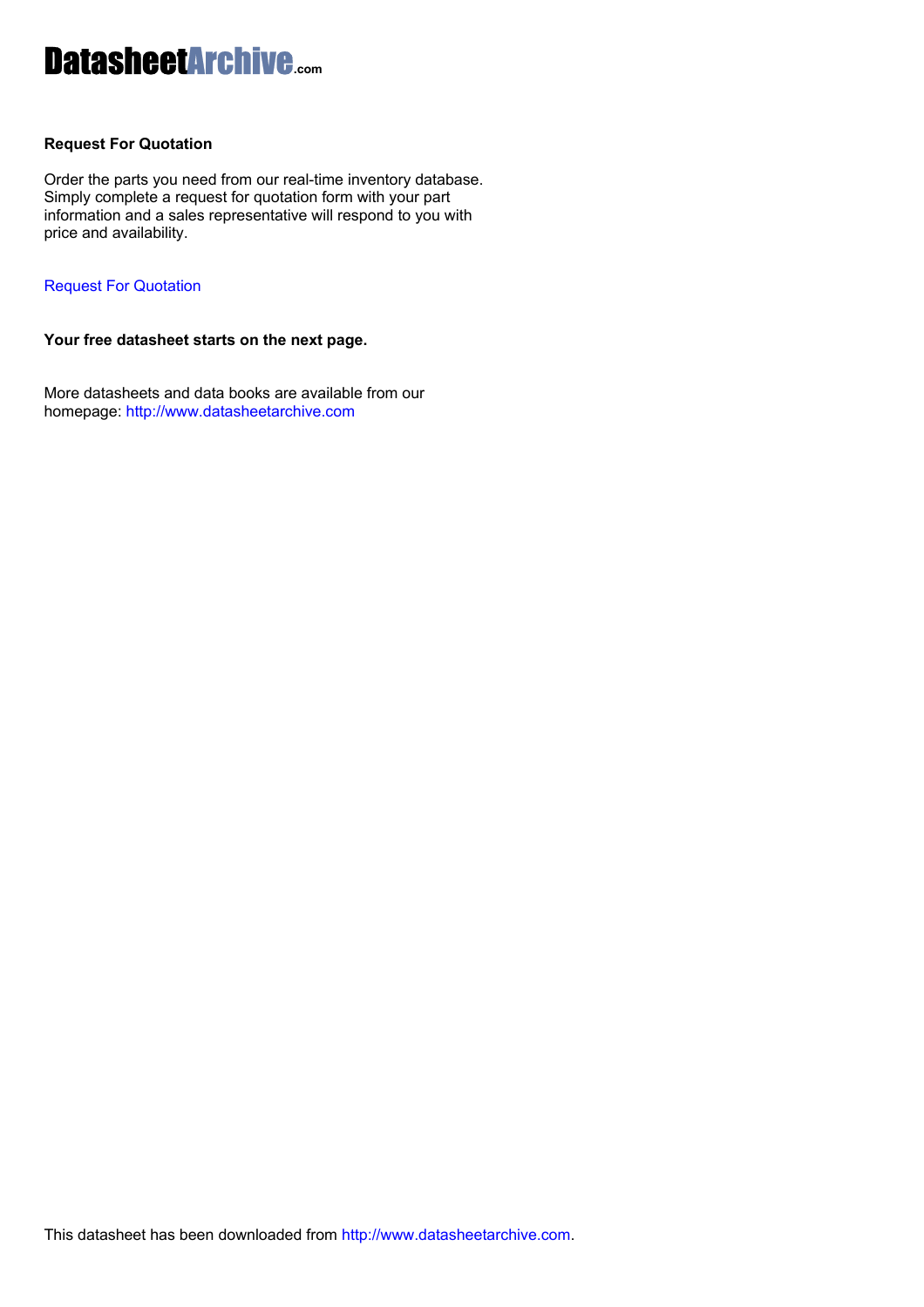# DatasheetArchive.com

**Request For Quotation**

Order the parts you need from our real-time inventory database. Simply complete a request for quotation form with your part information and a sales representative will respond to you with price and availability.

Request For Quotation

**Your free datasheet starts on the next page.**

More datasheets and data books are available from our homepage: http://www.datasheetarchive.com

This datasheet has been downloaded from http://www.datasheetarchive.com.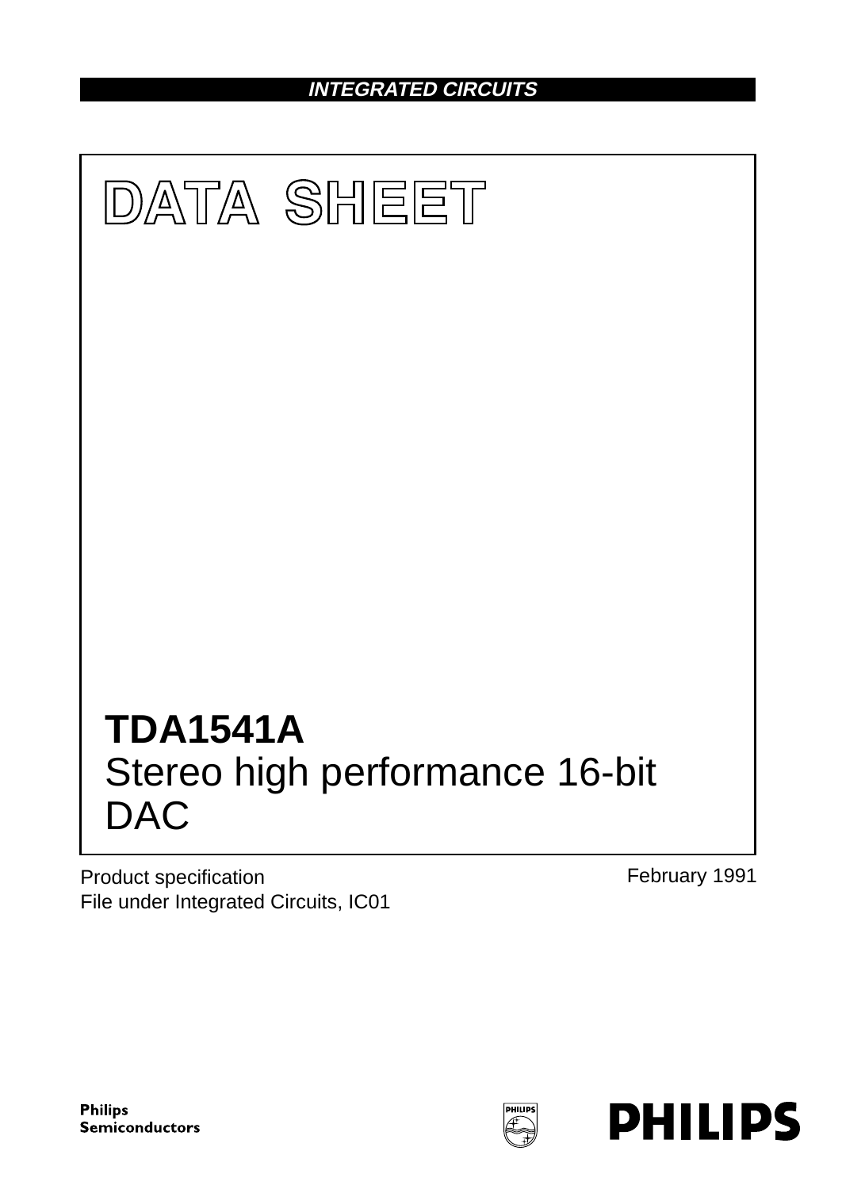INTEGRATED CIRCUITS

# DATA SHEET

# TDA1541A
Stereo high performance 16-bit DAC

Product specification
File under Integrated Circuits, IC01

February 1991

Philips Semiconductors

PHILIPS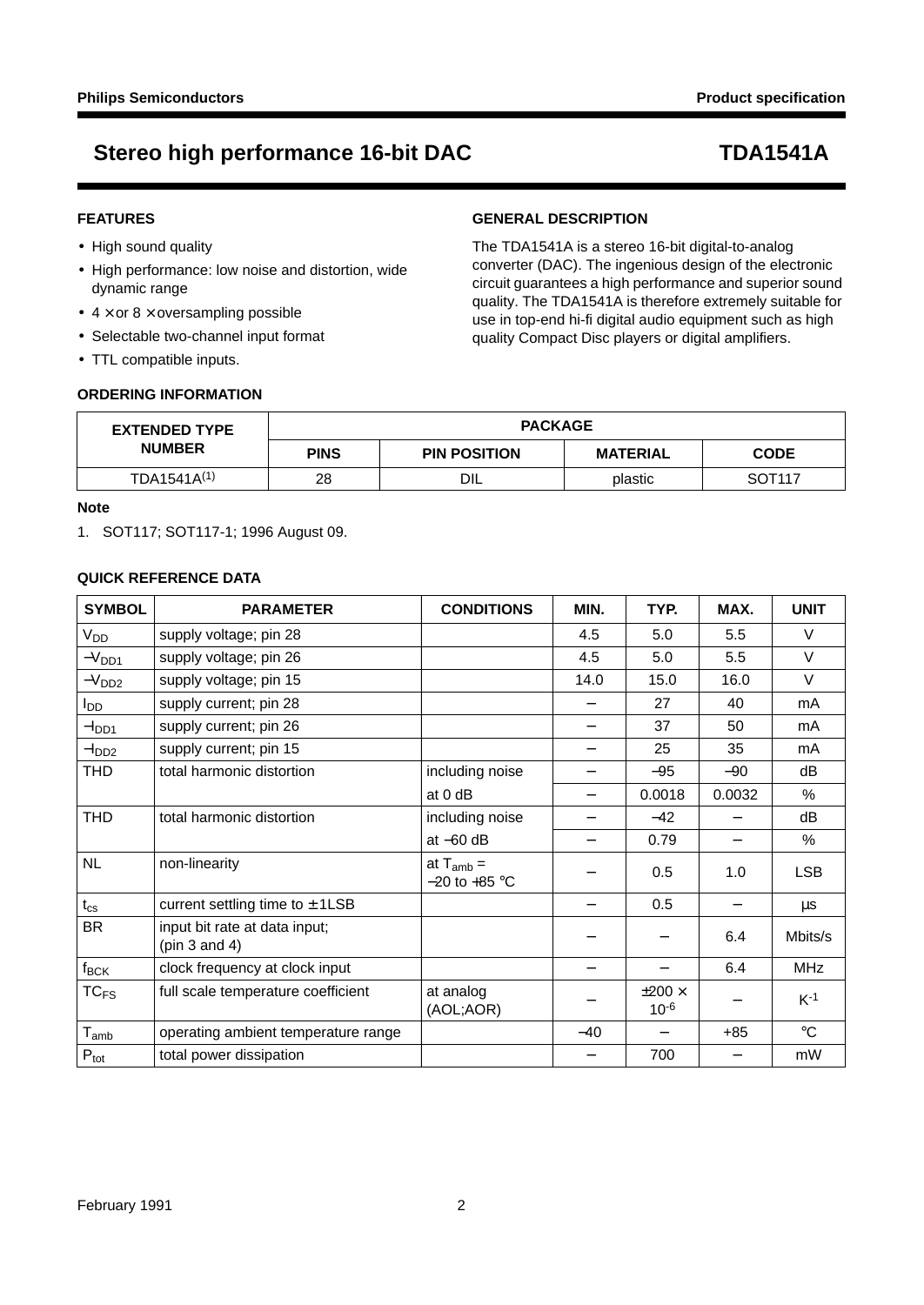# Stereo high performance 16-bit DAC — TDA1541A

## FEATURES

- High sound quality
- High performance: low noise and distortion, wide dynamic range
- 4 × or 8 × oversampling possible
- Selectable two-channel input format
- TTL compatible inputs.

## GENERAL DESCRIPTION

The TDA1541A is a stereo 16-bit digital-to-analog converter (DAC). The ingenious design of the electronic circuit guarantees a high performance and superior sound quality. The TDA1541A is therefore extremely suitable for use in top-end hi-fi digital audio equipment such as high quality Compact Disc players or digital amplifiers.

## ORDERING INFORMATION

| EXTENDED TYPE NUMBER | PACKAGE | | | |
|---|---|---|---|---|
| | PINS | PIN POSITION | MATERIAL | CODE |
| TDA1541A[1] | 28 | DIL | plastic | SOT117 |

**Note**

1. SOT117; SOT117-1; 1996 August 09.

## QUICK REFERENCE DATA

| SYMBOL | PARAMETER | CONDITIONS | MIN. | TYP. | MAX. | UNIT |
|---|---|---|---|---|---|---|
| $V_{DD}$ | supply voltage; pin 28 | | 4.5 | 5.0 | 5.5 | V |
| $-V_{DD1}$ | supply voltage; pin 26 | | 4.5 | 5.0 | 5.5 | V |
| $-V_{DD2}$ | supply voltage; pin 15 | | 14.0 | 15.0 | 16.0 | V |
| $I_{DD}$ | supply current; pin 28 | | – | 27 | 40 | mA |
| $-I_{DD1}$ | supply current; pin 26 | | – | 37 | 50 | mA |
| $-I_{DD2}$ | supply current; pin 15 | | – | 25 | 35 | mA |
| THD | total harmonic distortion | including noise | – | −95 | −90 | dB |
| | | at 0 dB | – | 0.0018 | 0.0032 | % |
| THD | total harmonic distortion | including noise | – | −42 | – | dB |
| | | at −60 dB | – | 0.79 | – | % |
| NL | non-linearity | at $T_{amb}$ = −20 to +85 °C | – | 0.5 | 1.0 | LSB |
| $t_{cs}$ | current settling time to ± 1LSB | | – | 0.5 | – | µs |
| BR | input bit rate at data input; (pin 3 and 4) | | – | – | 6.4 | Mbits/s |
| $f_{BCK}$ | clock frequency at clock input | | – | – | 6.4 | MHz |
| $TC_{FS}$ | full scale temperature coefficient | at analog (AOL;AOR) | – | $\pm 200 \times 10^{-6}$ | – | $K^{-1}$ |
| $T_{amb}$ | operating ambient temperature range | | −40 | – | +85 | °C |
| $P_{tot}$ | total power dissipation | | – | 700 | – | mW |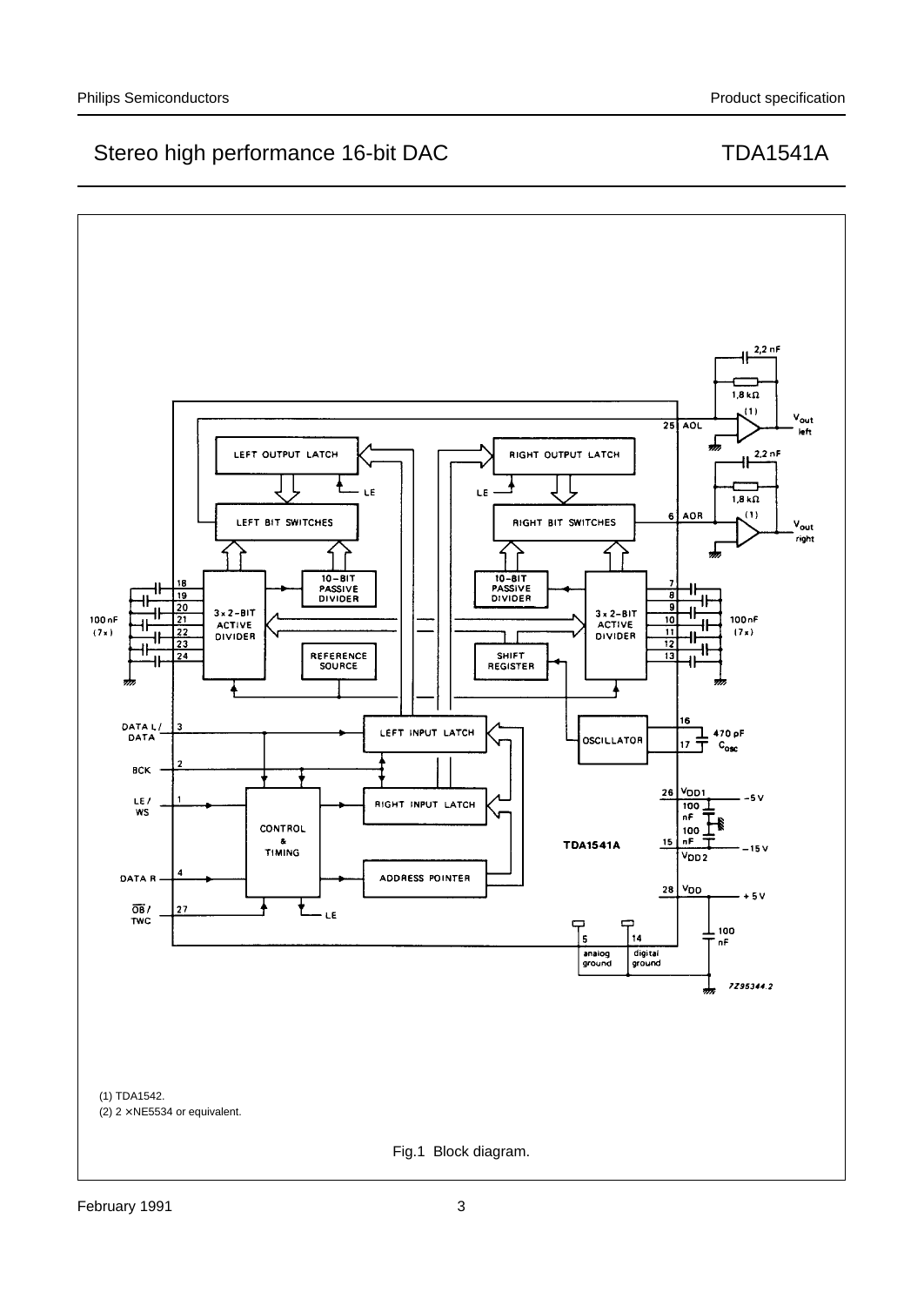(1) TDA1542.

(2) 2 × NE5534 or equivalent.

Fig.1 Block diagram.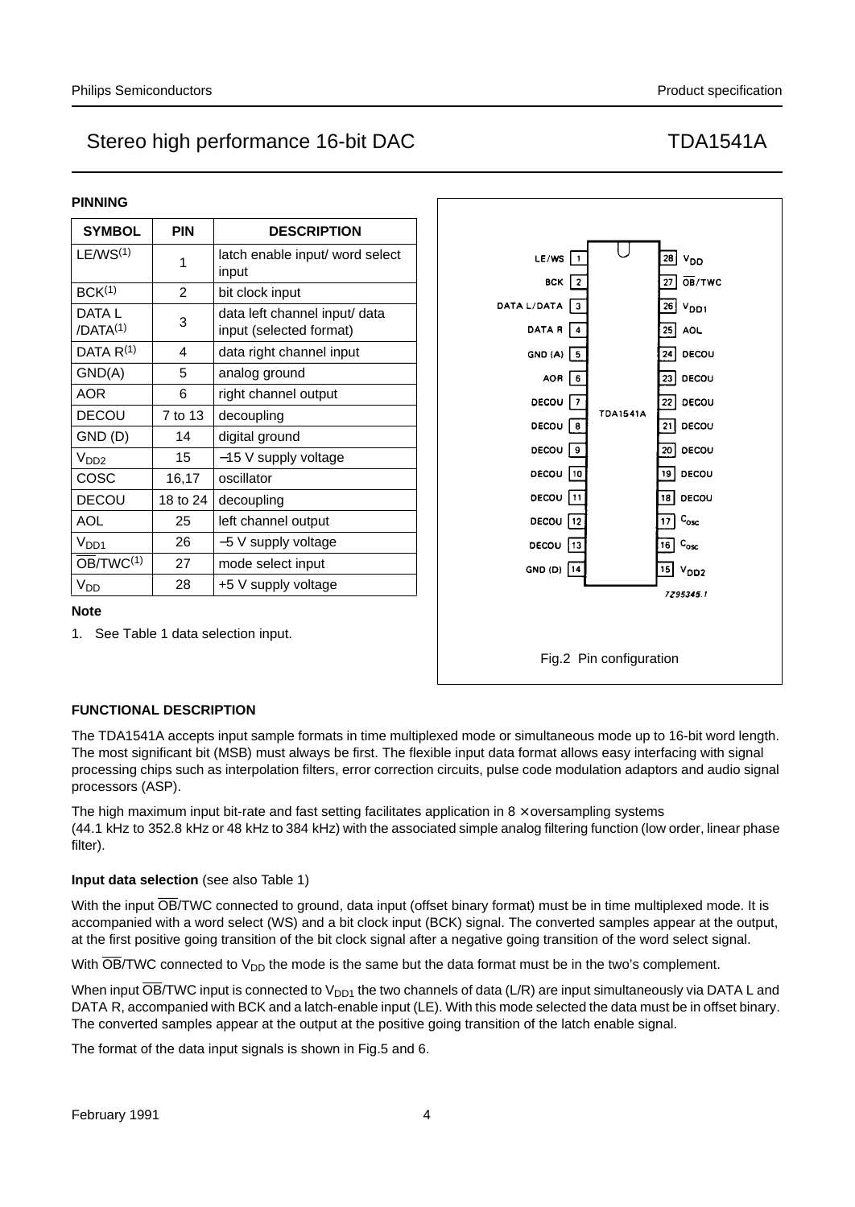## Stereo high performance 16-bit DAC TDA1541A

### PINNING

| SYMBOL | PIN | DESCRIPTION |
|---|---|---|
| LE/WS[1] | 1 | latch enable input/ word select input |
| BCK[1] | 2 | bit clock input |
| DATA L /DATA[1] | 3 | data left channel input/ data input (selected format) |
| DATA R[1] | 4 | data right channel input |
| GND(A) | 5 | analog ground |
| AOR | 6 | right channel output |
| DECOU | 7 to 13 | decoupling |
| GND (D) | 14 | digital ground |
| $V_{DD2}$ | 15 | −15 V supply voltage |
| COSC | 16,17 | oscillator |
| DECOU | 18 to 24 | decoupling |
| AOL | 25 | left channel output |
| $V_{DD1}$ | 26 | −5 V supply voltage |
| $\overline{OB}$/TWC[1] | 27 | mode select input |
| $V_{DD}$ | 28 | +5 V supply voltage |

**Note**

1. See Table 1 data selection input.

Fig.2 Pin configuration

### FUNCTIONAL DESCRIPTION

The TDA1541A accepts input sample formats in time multiplexed mode or simultaneous mode up to 16-bit word length. The most significant bit (MSB) must always be first. The flexible input data format allows easy interfacing with signal processing chips such as interpolation filters, error correction circuits, pulse code modulation adaptors and audio signal processors (ASP).

The high maximum input bit-rate and fast setting facilitates application in 8 × oversampling systems (44.1 kHz to 352.8 kHz or 48 kHz to 384 kHz) with the associated simple analog filtering function (low order, linear phase filter).

**Input data selection** (see also Table 1)

With the input $\overline{OB}$/TWC connected to ground, data input (offset binary format) must be in time multiplexed mode. It is accompanied with a word select (WS) and a bit clock input (BCK) signal. The converted samples appear at the output, at the first positive going transition of the bit clock signal after a negative going transition of the word select signal.

With $\overline{OB}$/TWC connected to $V_{DD}$ the mode is the same but the data format must be in the two's complement.

When input $\overline{OB}$/TWC input is connected to $V_{DD1}$ the two channels of data (L/R) are input simultaneously via DATA L and DATA R, accompanied with BCK and a latch-enable input (LE). With this mode selected the data must be in offset binary. The converted samples appear at the output at the positive going transition of the latch enable signal.

The format of the data input signals is shown in Fig.5 and 6.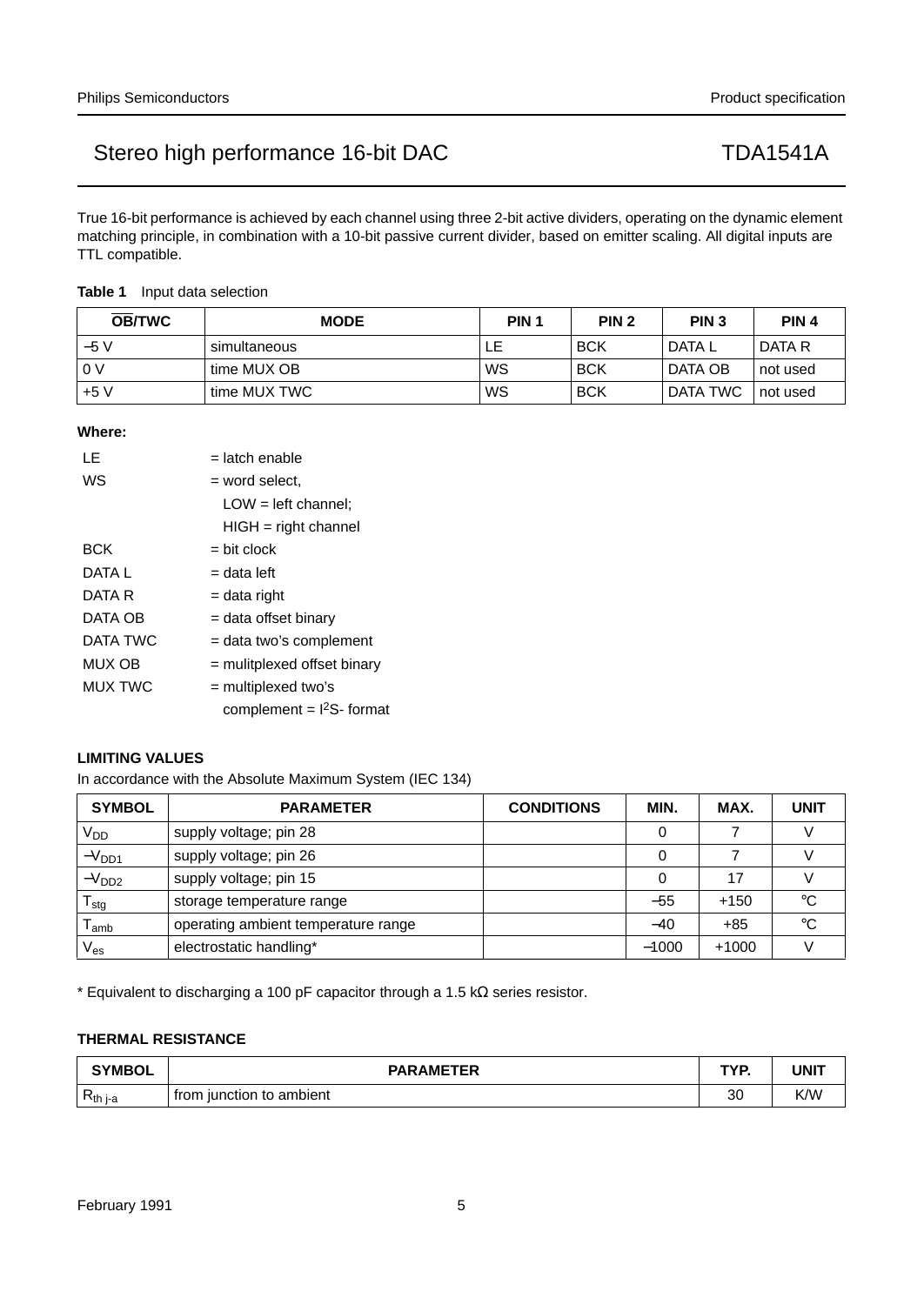True 16-bit performance is achieved by each channel using three 2-bit active dividers, operating on the dynamic element matching principle, in combination with a 10-bit passive current divider, based on emitter scaling. All digital inputs are TTL compatible.

**Table 1** Input data selection

| $\overline{OB}$/TWC | MODE | PIN 1 | PIN 2 | PIN 3 | PIN 4 |
|---|---|---|---|---|---|
| −5 V | simultaneous | LE | BCK | DATA L | DATA R |
| 0 V | time MUX OB | WS | BCK | DATA OB | not used |
| +5 V | time MUX TWC | WS | BCK | DATA TWC | not used |

**Where:**

- LE = latch enable
- WS = word select, LOW = left channel; HIGH = right channel
- BCK = bit clock
- DATA L = data left
- DATA R = data right
- DATA OB = data offset binary
- DATA TWC = data two's complement
- MUX OB = mulitplexed offset binary
- MUX TWC = multiplexed two's complement = $I^2S$- format

## LIMITING VALUES

In accordance with the Absolute Maximum System (IEC 134)

| SYMBOL | PARAMETER | CONDITIONS | MIN. | MAX. | UNIT |
|---|---|---|---|---|---|
| $V_{DD}$ | supply voltage; pin 28 | | 0 | 7 | V |
| $-V_{DD1}$ | supply voltage; pin 26 | | 0 | 7 | V |
| $-V_{DD2}$ | supply voltage; pin 15 | | 0 | 17 | V |
| $T_{stg}$ | storage temperature range | | −55 | +150 | °C |
| $T_{amb}$ | operating ambient temperature range | | −40 | +85 | °C |
| $V_{es}$ | electrostatic handling* | | −1000 | +1000 | V |

* Equivalent to discharging a 100 pF capacitor through a 1.5 kΩ series resistor.

## THERMAL RESISTANCE

| SYMBOL | PARAMETER | TYP. | UNIT |
|---|---|---|---|
| $R_{th\ j\text{-}a}$ | from junction to ambient | 30 | K/W |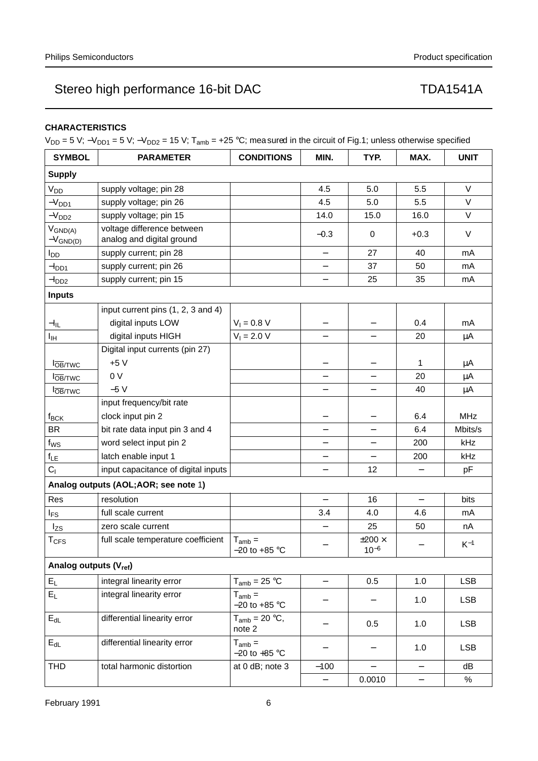## CHARACTERISTICS

$V_{DD}$ = 5 V; $-V_{DD1}$ = 5 V; $-V_{DD2}$ = 15 V; $T_{amb}$ = +25 °C; measured in the circuit of Fig.1; unless otherwise specified

| SYMBOL | PARAMETER | CONDITIONS | MIN. | TYP. | MAX. | UNIT |
|---|---|---|---|---|---|---|
| **Supply** | | | | | | |
| $V_{DD}$ | supply voltage; pin 28 | | 4.5 | 5.0 | 5.5 | V |
| $-V_{DD1}$ | supply voltage; pin 26 | | 4.5 | 5.0 | 5.5 | V |
| $-V_{DD2}$ | supply voltage; pin 15 | | 14.0 | 15.0 | 16.0 | V |
| $V_{GND(A)}$ $-V_{GND(D)}$ | voltage difference between analog and digital ground | | −0.3 | 0 | +0.3 | V |
| $I_{DD}$ | supply current; pin 28 | | − | 27 | 40 | mA |
| $-I_{DD1}$ | supply current; pin 26 | | − | 37 | 50 | mA |
| $-I_{DD2}$ | supply current; pin 15 | | − | 25 | 35 | mA |
| **Inputs** | | | | | | |
| | input current pins (1, 2, 3 and 4) | | | | | |
| $-I_{IL}$ | digital inputs LOW | $V_I$ = 0.8 V | − | − | 0.4 | mA |
| $I_{IH}$ | digital inputs HIGH | $V_I$ = 2.0 V | − | − | 20 | μA |
| | Digital input currents (pin 27) | | | | | |
| $I_{\overline{OB}/TWC}$ | +5 V | | − | − | 1 | μA |
| $I_{\overline{OB}/TWC}$ | 0 V | | − | − | 20 | μA |
| $I_{\overline{OB}/TWC}$ | −5 V | | − | − | 40 | μA |
| | input frequency/bit rate | | | | | |
| $f_{BCK}$ | clock input pin 2 | | − | − | 6.4 | MHz |
| BR | bit rate data input pin 3 and 4 | | − | − | 6.4 | Mbits/s |
| $f_{WS}$ | word select input pin 2 | | − | − | 200 | kHz |
| $f_{LE}$ | latch enable input 1 | | − | − | 200 | kHz |
| $C_I$ | input capacitance of digital inputs | | − | 12 | − | pF |
| **Analog outputs (AOL;AOR; see note 1)** | | | | | | |
| Res | resolution | | − | 16 | − | bits |
| $I_{FS}$ | full scale current | | 3.4 | 4.0 | 4.6 | mA |
| $I_{ZS}$ | zero scale current | | − | 25 | 50 | nA |
| $T_{CFS}$ | full scale temperature coefficient | $T_{amb}$ = −20 to +85 °C | − | ±200 × $10^{-6}$ | − | $K^{-1}$ |
| **Analog outputs ($V_{ref}$)** | | | | | | |
| $E_L$ | integral linearity error | $T_{amb}$ = 25 °C | − | 0.5 | 1.0 | LSB |
| $E_L$ | integral linearity error | $T_{amb}$ = −20 to +85 °C | − | − | 1.0 | LSB |
| $E_{dL}$ | differential linearity error | $T_{amb}$ = 20 °C, note 2 | − | 0.5 | 1.0 | LSB |
| $E_{dL}$ | differential linearity error | $T_{amb}$ = −20 to +85 °C | − | − | 1.0 | LSB |
| THD | total harmonic distortion | at 0 dB; note 3 | −100 | − | − | dB |
| | | | − | 0.0010 | − | % |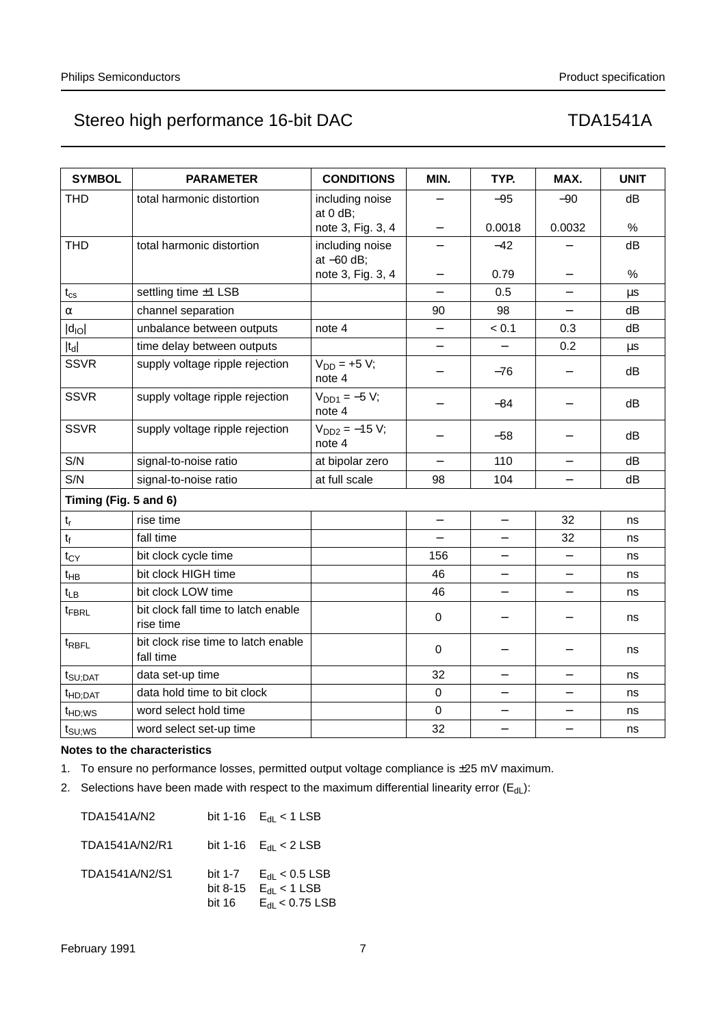| SYMBOL | PARAMETER | CONDITIONS | MIN. | TYP. | MAX. | UNIT |
|---|---|---|---|---|---|---|
| THD | total harmonic distortion | including noise at 0 dB; note 3, Fig. 3, 4 | –<br>– | −95<br>0.0018 | −90<br>0.0032 | dB<br>% |
| THD | total harmonic distortion | including noise at −60 dB; note 3, Fig. 3, 4 | –<br>– | −42<br>0.79 | –<br>– | dB<br>% |
| $t_{cs}$ | settling time ±1 LSB | | – | 0.5 | – | µs |
| α | channel separation | | 90 | 98 | – | dB |
| $\lvert d_{IO} \rvert$ | unbalance between outputs | note 4 | – | < 0.1 | 0.3 | dB |
| $\lvert t_d \rvert$ | time delay between outputs | | – | – | 0.2 | µs |
| SSVR | supply voltage ripple rejection | $V_{DD}$ = +5 V; note 4 | – | −76 | – | dB |
| SSVR | supply voltage ripple rejection | $V_{DD1}$ = −5 V; note 4 | – | −84 | – | dB |
| SSVR | supply voltage ripple rejection | $V_{DD2}$ = −15 V; note 4 | – | −58 | – | dB |
| S/N | signal-to-noise ratio | at bipolar zero | – | 110 | – | dB |
| S/N | signal-to-noise ratio | at full scale | 98 | 104 | – | dB |
| **Timing (Fig. 5 and 6)** | | | | | | |
| $t_r$ | rise time | | – | – | 32 | ns |
| $t_f$ | fall time | | – | – | 32 | ns |
| $t_{CY}$ | bit clock cycle time | | 156 | – | – | ns |
| $t_{HB}$ | bit clock HIGH time | | 46 | – | – | ns |
| $t_{LB}$ | bit clock LOW time | | 46 | – | – | ns |
| $t_{FBRL}$ | bit clock fall time to latch enable rise time | | 0 | – | – | ns |
| $t_{RBFL}$ | bit clock rise time to latch enable fall time | | 0 | – | – | ns |
| $t_{SU;DAT}$ | data set-up time | | 32 | – | – | ns |
| $t_{HD;DAT}$ | data hold time to bit clock | | 0 | – | – | ns |
| $t_{HD;WS}$ | word select hold time | | 0 | – | – | ns |
| $t_{SU;WS}$ | word select set-up time | | 32 | – | – | ns |

**Notes to the characteristics**

1. To ensure no performance losses, permitted output voltage compliance is ±25 mV maximum.
2. Selections have been made with respect to the maximum differential linearity error ($E_{dL}$):

| | | |
|---|---|---|
| TDA1541A/N2 | bit 1-16 | $E_{dL}$ < 1 LSB |
| TDA1541A/N2/R1 | bit 1-16 | $E_{dL}$ < 2 LSB |
| TDA1541A/N2/S1 | bit 1-7<br>bit 8-15<br>bit 16 | $E_{dL}$ < 0.5 LSB<br>$E_{dL}$ < 1 LSB<br>$E_{dL}$ < 0.75 LSB |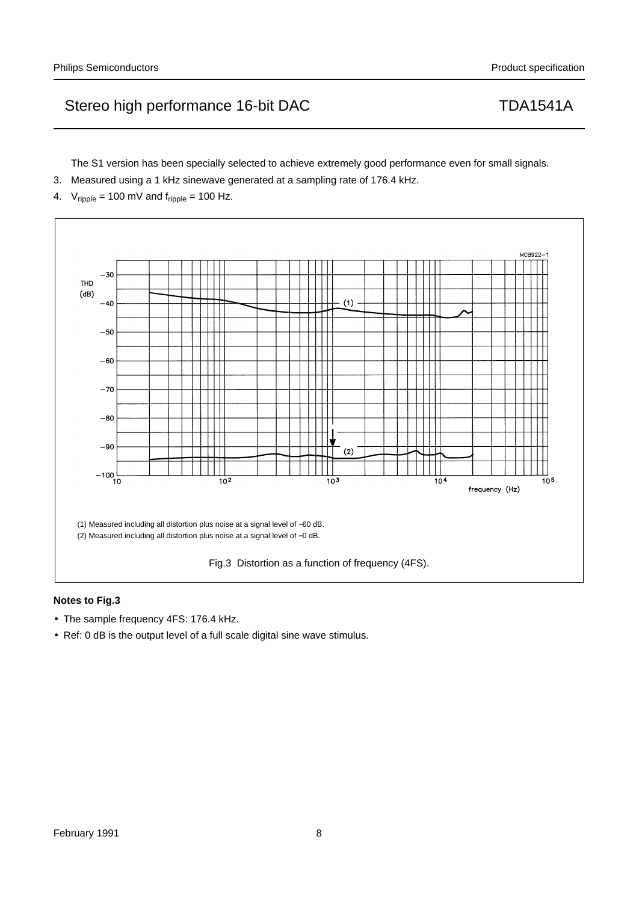The S1 version has been specially selected to achieve extremely good performance even for small signals.

3. Measured using a 1 kHz sinewave generated at a sampling rate of 176.4 kHz.
4. $V_{ripple}$ = 100 mV and $f_{ripple}$ = 100 Hz.

(1) Measured including all distortion plus noise at a signal level of −60 dB.

(2) Measured including all distortion plus noise at a signal level of −0 dB.

Fig.3 Distortion as a function of frequency (4FS).

**Notes to Fig.3**

- The sample frequency 4FS: 176.4 kHz.
- Ref: 0 dB is the output level of a full scale digital sine wave stimulus.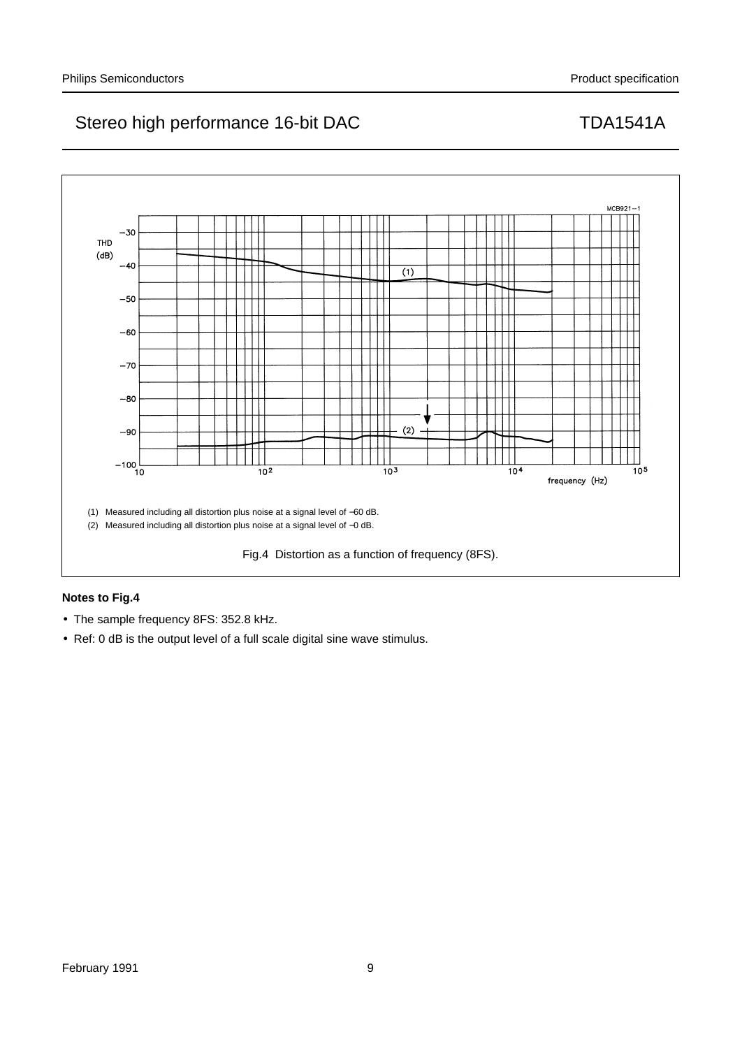(1) Measured including all distortion plus noise at a signal level of −60 dB.

(2) Measured including all distortion plus noise at a signal level of −0 dB.

Fig.4 Distortion as a function of frequency (8FS).

**Notes to Fig.4**

- The sample frequency 8FS: 352.8 kHz.
- Ref: 0 dB is the output level of a full scale digital sine wave stimulus.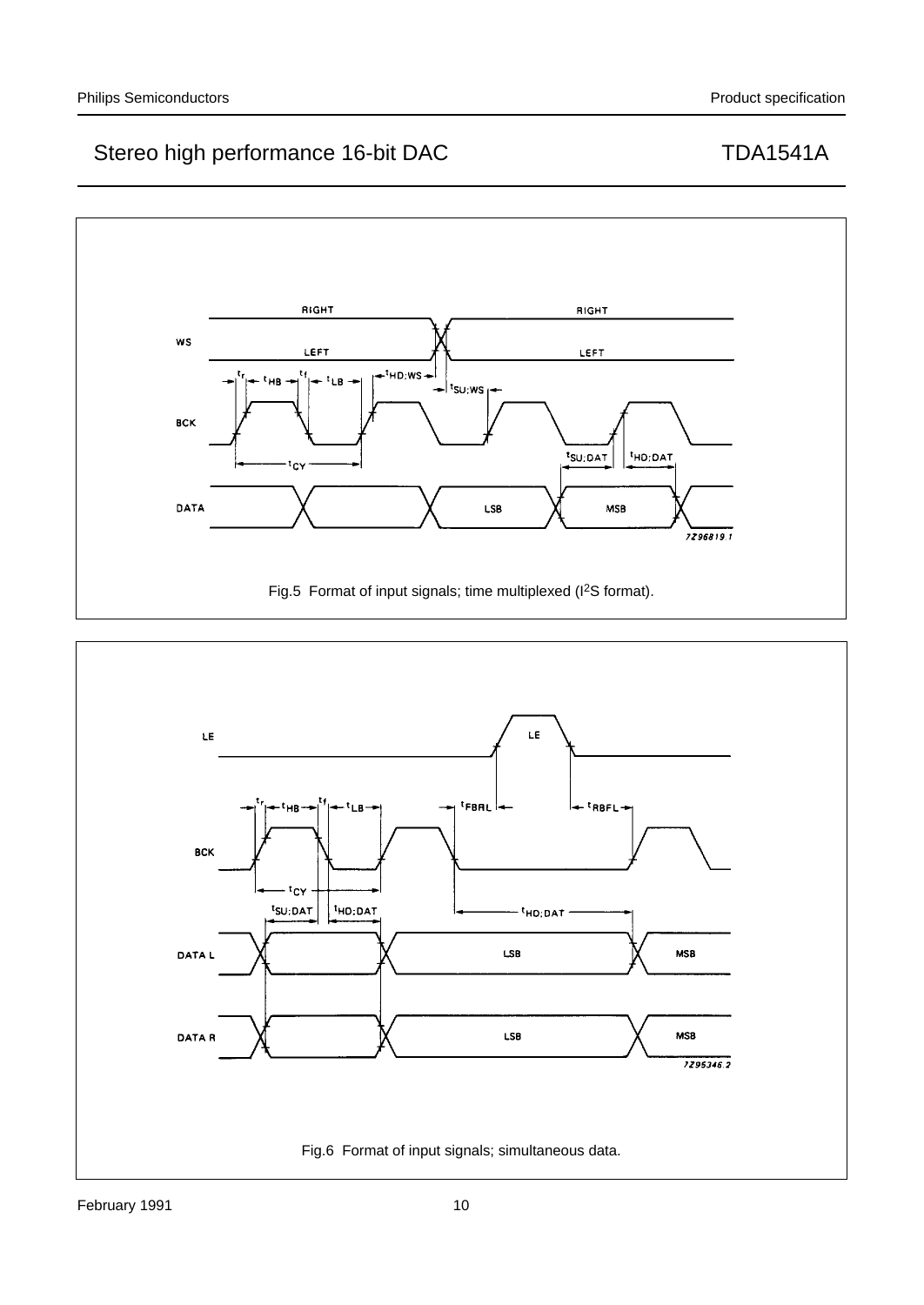Fig.5  Format of input signals; time multiplexed (I[2]S format).

Fig.6  Format of input signals; simultaneous data.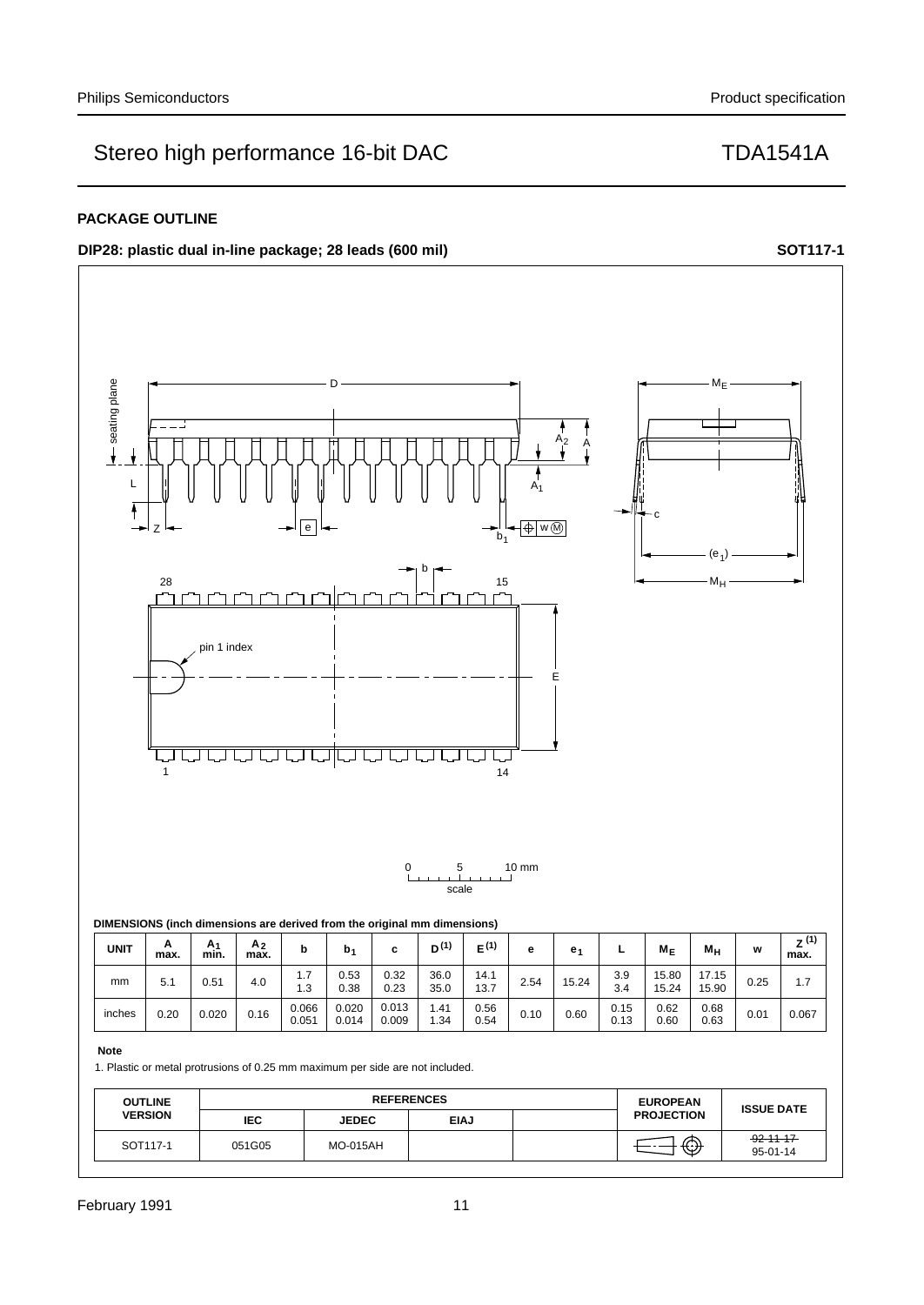## PACKAGE OUTLINE

**DIP28: plastic dual in-line package; 28 leads (600 mil)** **SOT117-1**

0 5 10 mm

scale

**DIMENSIONS (inch dimensions are derived from the original mm dimensions)**

| UNIT | A max. | $A_1$ min. | $A_2$ max. | b | $b_1$ | c | $D^{(1)}$ | $E^{(1)}$ | e | $e_1$ | L | $M_E$ | $M_H$ | w | $Z^{(1)}$ max. |
|---|---|---|---|---|---|---|---|---|---|---|---|---|---|---|---|
| mm | 5.1 | 0.51 | 4.0 | 1.7<br>1.3 | 0.53<br>0.38 | 0.32<br>0.23 | 36.0<br>35.0 | 14.1<br>13.7 | 2.54 | 15.24 | 3.9<br>3.4 | 15.80<br>15.24 | 17.15<br>15.90 | 0.25 | 1.7 |
| inches | 0.20 | 0.020 | 0.16 | 0.066<br>0.051 | 0.020<br>0.014 | 0.013<br>0.009 | 1.41<br>1.34 | 0.56<br>0.54 | 0.10 | 0.60 | 0.15<br>0.13 | 0.62<br>0.60 | 0.68<br>0.63 | 0.01 | 0.067 |

**Note**

1. Plastic or metal protrusions of 0.25 mm maximum per side are not included.

| OUTLINE VERSION | REFERENCES | | | | EUROPEAN PROJECTION | ISSUE DATE |
|---|---|---|---|---|---|---|
| | IEC | JEDEC | EIAJ | | | |
| SOT117-1 | 051G05 | MO-015AH | | | | ~~92-11-17~~<br>95-01-14 |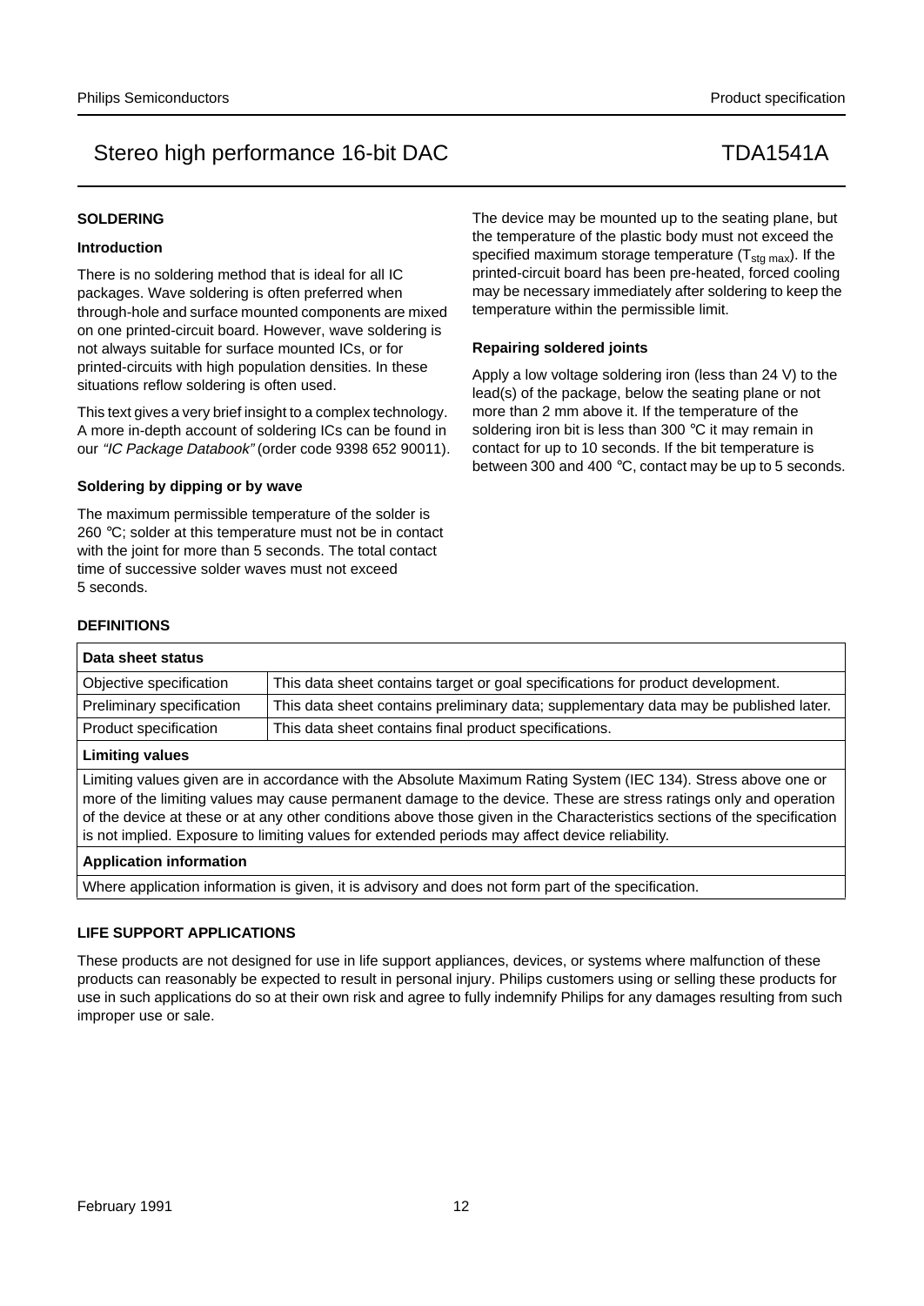## SOLDERING

### Introduction

There is no soldering method that is ideal for all IC packages. Wave soldering is often preferred when through-hole and surface mounted components are mixed on one printed-circuit board. However, wave soldering is not always suitable for surface mounted ICs, or for printed-circuits with high population densities. In these situations reflow soldering is often used.

This text gives a very brief insight to a complex technology. A more in-depth account of soldering ICs can be found in our *"IC Package Databook"* (order code 9398 652 90011).

### Soldering by dipping or by wave

The maximum permissible temperature of the solder is 260 °C; solder at this temperature must not be in contact with the joint for more than 5 seconds. The total contact time of successive solder waves must not exceed 5 seconds.

The device may be mounted up to the seating plane, but the temperature of the plastic body must not exceed the specified maximum storage temperature ($T_{stg\ max}$). If the printed-circuit board has been pre-heated, forced cooling may be necessary immediately after soldering to keep the temperature within the permissible limit.

### Repairing soldered joints

Apply a low voltage soldering iron (less than 24 V) to the lead(s) of the package, below the seating plane or not more than 2 mm above it. If the temperature of the soldering iron bit is less than 300 °C it may remain in contact for up to 10 seconds. If the bit temperature is between 300 and 400 °C, contact may be up to 5 seconds.

## DEFINITIONS

| | |
|---|---|
| **Data sheet status** | |
| Objective specification | This data sheet contains target or goal specifications for product development. |
| Preliminary specification | This data sheet contains preliminary data; supplementary data may be published later. |
| Product specification | This data sheet contains final product specifications. |
| **Limiting values** | |
| Limiting values given are in accordance with the Absolute Maximum Rating System (IEC 134). Stress above one or more of the limiting values may cause permanent damage to the device. These are stress ratings only and operation of the device at these or at any other conditions above those given in the Characteristics sections of the specification is not implied. Exposure to limiting values for extended periods may affect device reliability. | |
| **Application information** | |
| Where application information is given, it is advisory and does not form part of the specification. | |

## LIFE SUPPORT APPLICATIONS

These products are not designed for use in life support appliances, devices, or systems where malfunction of these products can reasonably be expected to result in personal injury. Philips customers using or selling these products for use in such applications do so at their own risk and agree to fully indemnify Philips for any damages resulting from such improper use or sale.